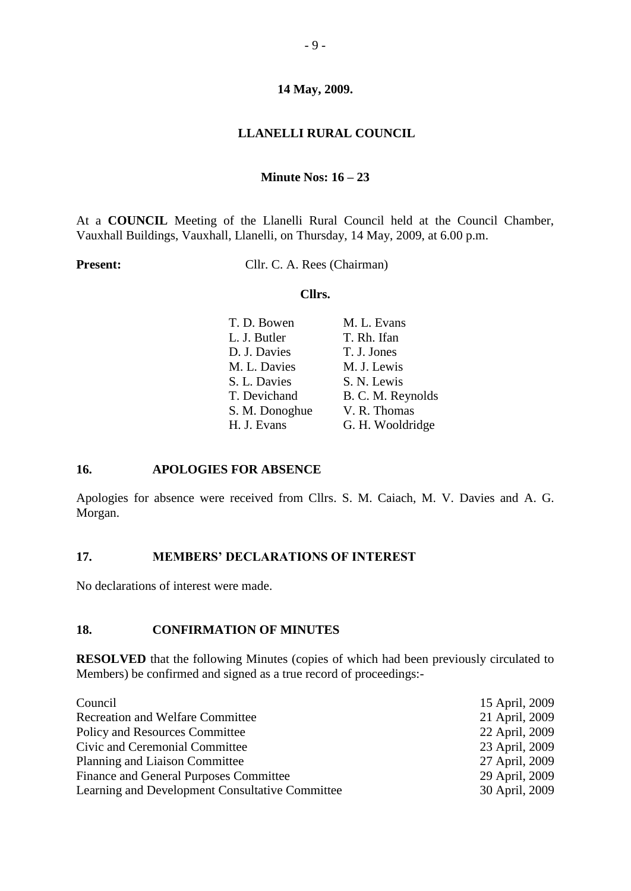**14 May, 2009.**

# LLANELLI RURAL COUNCIL

**Minute Nos: 16 – 23**

At a **COUNCIL** Meeting of the Llanelli Rural Council held at the Council Chamber, Vauxhall Buildings, Vauxhall, Llanelli, on Thursday, 14 May, 2009, at 6.00 p.m.

**Present:** Cllr. C. A. Rees (Chairman)

**Cllrs.**

| | |
|---|---|
| T. D. Bowen | M. L. Evans |
| L. J. Butler | T. Rh. Ifan |
| D. J. Davies | T. J. Jones |
| M. L. Davies | M. J. Lewis |
| S. L. Davies | S. N. Lewis |
| T. Devichand | B. C. M. Reynolds |
| S. M. Donoghue | V. R. Thomas |
| H. J. Evans | G. H. Wooldridge |

## 16. APOLOGIES FOR ABSENCE

Apologies for absence were received from Cllrs. S. M. Caiach, M. V. Davies and A. G. Morgan.

## 17. MEMBERS' DECLARATIONS OF INTEREST

No declarations of interest were made.

## 18. CONFIRMATION OF MINUTES

**RESOLVED** that the following Minutes (copies of which had been previously circulated to Members) be confirmed and signed as a true record of proceedings:-

| | |
|---|---|
| Council | 15 April, 2009 |
| Recreation and Welfare Committee | 21 April, 2009 |
| Policy and Resources Committee | 22 April, 2009 |
| Civic and Ceremonial Committee | 23 April, 2009 |
| Planning and Liaison Committee | 27 April, 2009 |
| Finance and General Purposes Committee | 29 April, 2009 |
| Learning and Development Consultative Committee | 30 April, 2009 |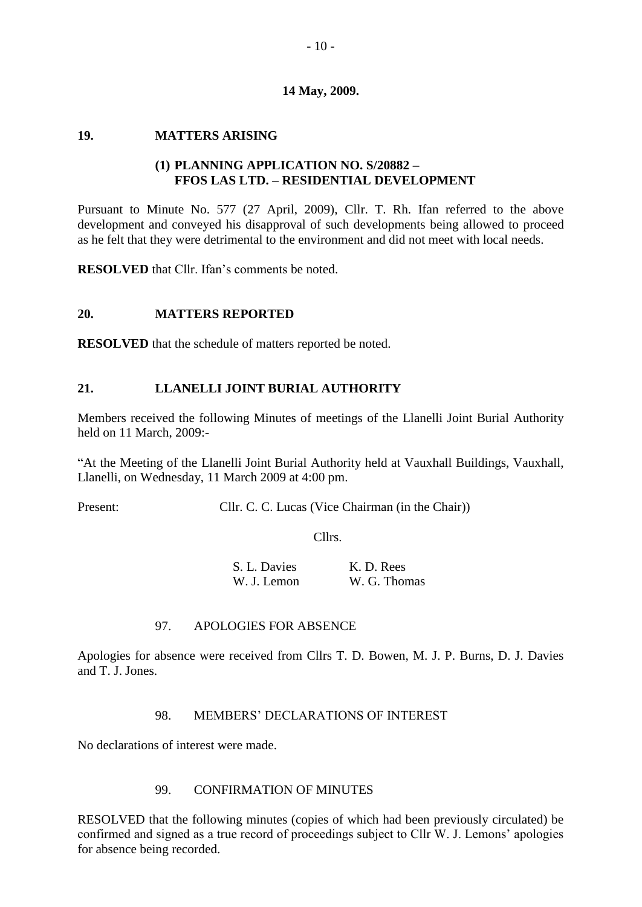**14 May, 2009.**

## 19. MATTERS ARISING

### (1) PLANNING APPLICATION NO. S/20882 – FFOS LAS LTD. – RESIDENTIAL DEVELOPMENT

Pursuant to Minute No. 577 (27 April, 2009), Cllr. T. Rh. Ifan referred to the above development and conveyed his disapproval of such developments being allowed to proceed as he felt that they were detrimental to the environment and did not meet with local needs.

**RESOLVED** that Cllr. Ifan's comments be noted.

## 20. MATTERS REPORTED

**RESOLVED** that the schedule of matters reported be noted.

## 21. LLANELLI JOINT BURIAL AUTHORITY

Members received the following Minutes of meetings of the Llanelli Joint Burial Authority held on 11 March, 2009:-

"At the Meeting of the Llanelli Joint Burial Authority held at Vauxhall Buildings, Vauxhall, Llanelli, on Wednesday, 11 March 2009 at 4:00 pm.

Present: Cllr. C. C. Lucas (Vice Chairman (in the Chair))

Cllrs.

| | |
|---|---|
| S. L. Davies | K. D. Rees |
| W. J. Lemon | W. G. Thomas |

97. APOLOGIES FOR ABSENCE

Apologies for absence were received from Cllrs T. D. Bowen, M. J. P. Burns, D. J. Davies and T. J. Jones.

98. MEMBERS' DECLARATIONS OF INTEREST

No declarations of interest were made.

99. CONFIRMATION OF MINUTES

RESOLVED that the following minutes (copies of which had been previously circulated) be confirmed and signed as a true record of proceedings subject to Cllr W. J. Lemons' apologies for absence being recorded.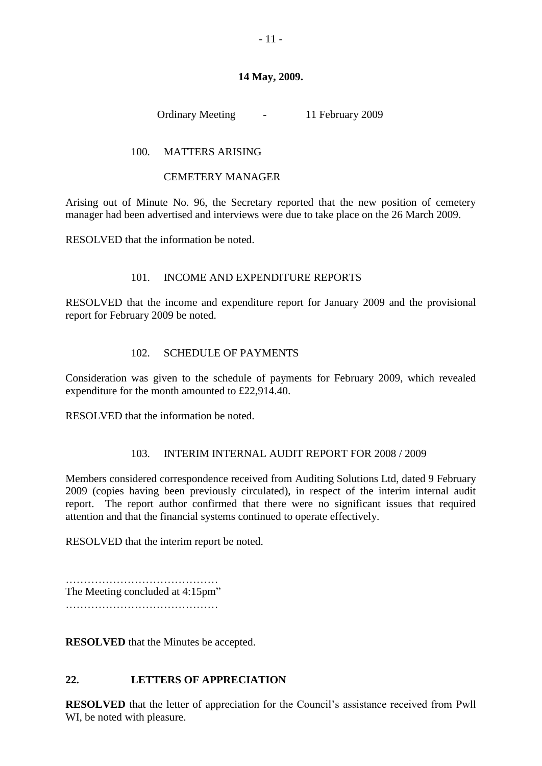**14 May, 2009.**

Ordinary Meeting - 11 February 2009

100. MATTERS ARISING

CEMETERY MANAGER

Arising out of Minute No. 96, the Secretary reported that the new position of cemetery manager had been advertised and interviews were due to take place on the 26 March 2009.

RESOLVED that the information be noted.

101. INCOME AND EXPENDITURE REPORTS

RESOLVED that the income and expenditure report for January 2009 and the provisional report for February 2009 be noted.

102. SCHEDULE OF PAYMENTS

Consideration was given to the schedule of payments for February 2009, which revealed expenditure for the month amounted to £22,914.40.

RESOLVED that the information be noted.

103. INTERIM INTERNAL AUDIT REPORT FOR 2008 / 2009

Members considered correspondence received from Auditing Solutions Ltd, dated 9 February 2009 (copies having been previously circulated), in respect of the interim internal audit report. The report author confirmed that there were no significant issues that required attention and that the financial systems continued to operate effectively.

RESOLVED that the interim report be noted.

……………………………………
The Meeting concluded at 4:15pm"
……………………………………

**RESOLVED** that the Minutes be accepted.

## 22. LETTERS OF APPRECIATION

**RESOLVED** that the letter of appreciation for the Council's assistance received from Pwll WI, be noted with pleasure.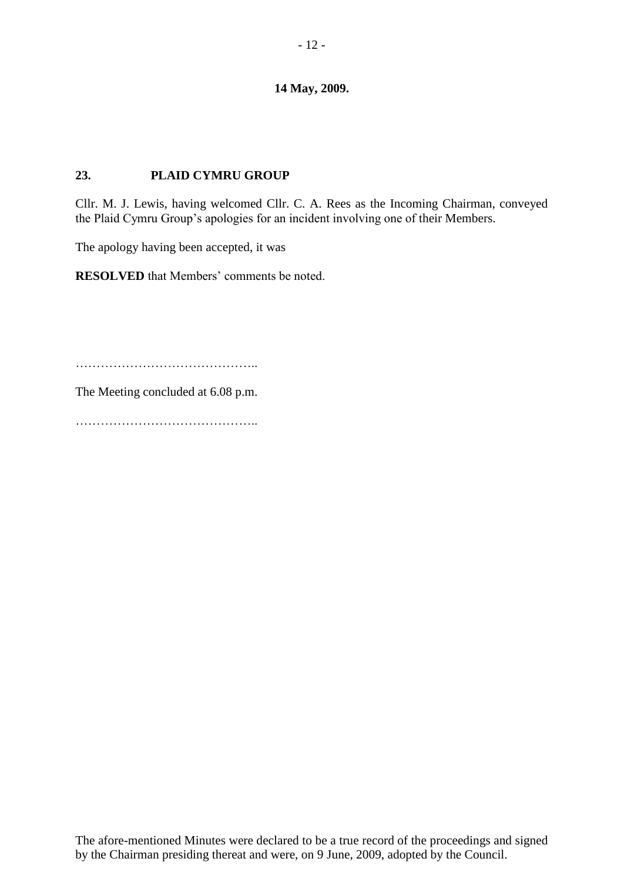**14 May, 2009.**

## 23. PLAID CYMRU GROUP

Cllr. M. J. Lewis, having welcomed Cllr. C. A. Rees as the Incoming Chairman, conveyed the Plaid Cymru Group's apologies for an incident involving one of their Members.

The apology having been accepted, it was

**RESOLVED** that Members' comments be noted.

……………………………………..

The Meeting concluded at 6.08 p.m.

……………………………………..

The afore-mentioned Minutes were declared to be a true record of the proceedings and signed by the Chairman presiding thereat and were, on 9 June, 2009, adopted by the Council.